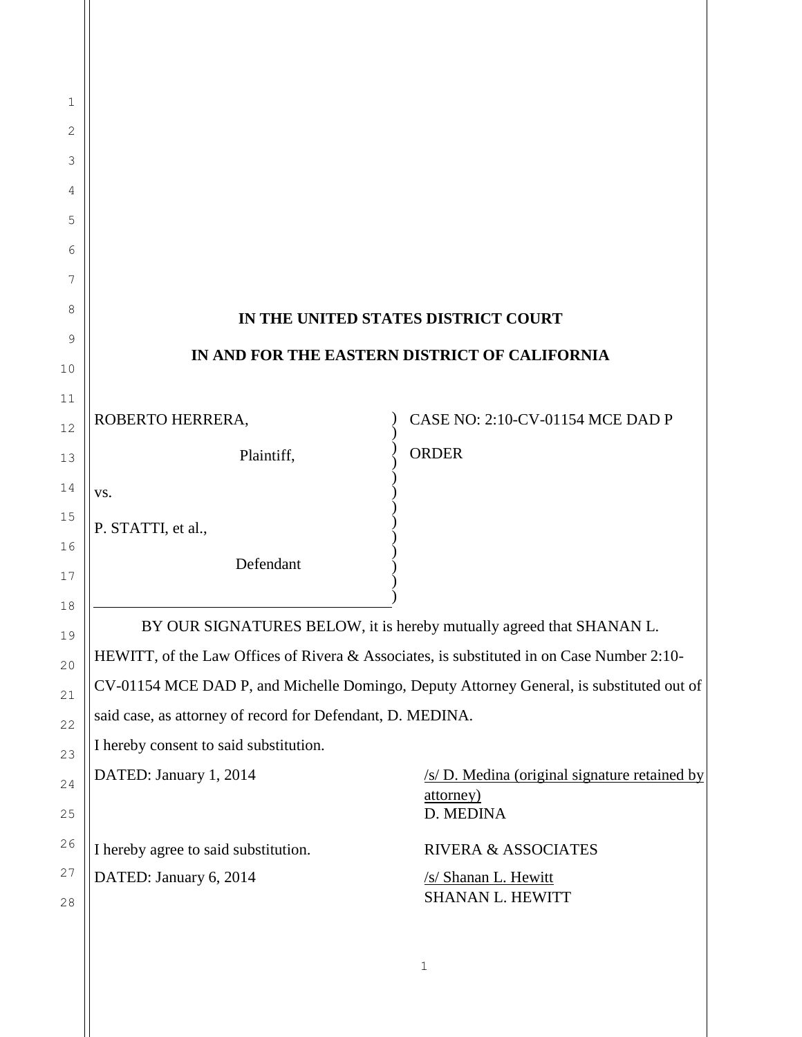**IN THE UNITED STATES DISTRICT COURT**

**IN AND FOR THE EASTERN DISTRICT OF CALIFORNIA**

| | |
|---|---|
| ROBERTO HERRERA,<br><br>Plaintiff,<br><br>vs.<br><br>P. STATTI, et al.,<br><br>Defendant | CASE NO: 2:10-CV-01154 MCE DAD P<br><br>ORDER |

BY OUR SIGNATURES BELOW, it is hereby mutually agreed that SHANAN L. HEWITT, of the Law Offices of Rivera & Associates, is substituted in on Case Number 2:10-CV-01154 MCE DAD P, and Michelle Domingo, Deputy Attorney General, is substituted out of said case, as attorney of record for Defendant, D. MEDINA.

I hereby consent to said substitution.

DATED: January 1, 2014

/s/ D. Medina (original signature retained by attorney)
D. MEDINA

I hereby agree to said substitution.

DATED: January 6, 2014

RIVERA & ASSOCIATES

/s/ Shanan L. Hewitt
SHANAN L. HEWITT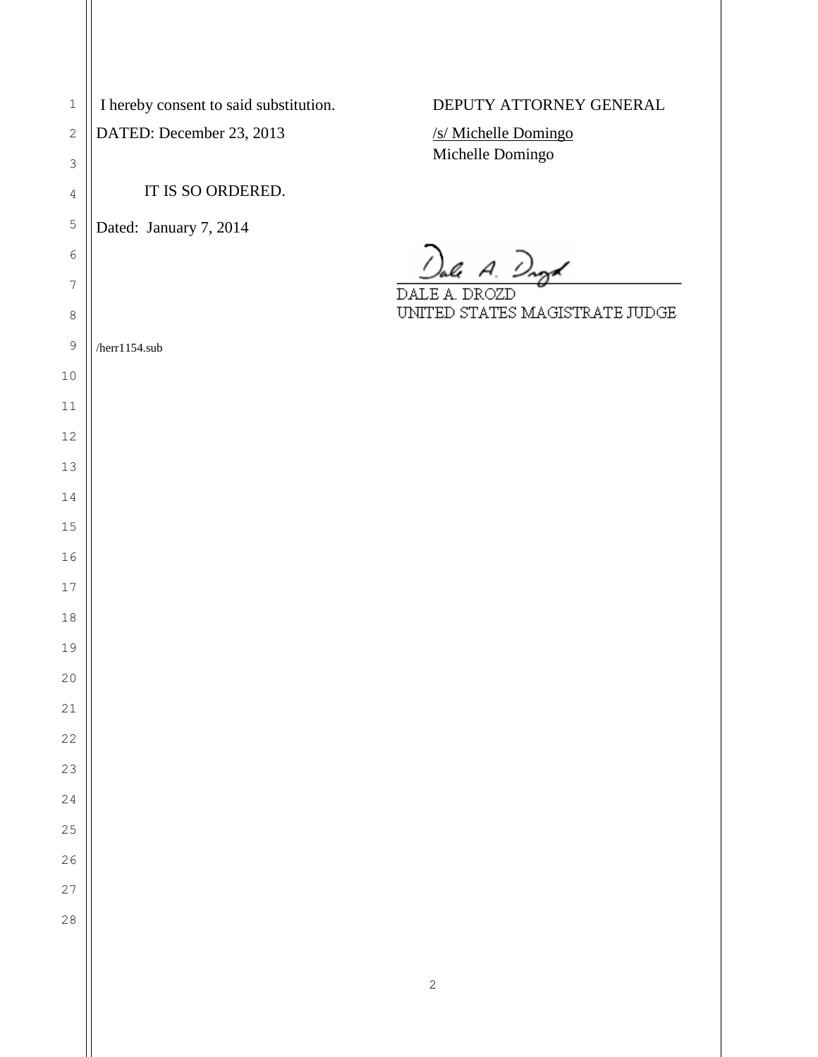I hereby consent to said substitution.

DATED: December 23, 2013

DEPUTY ATTORNEY GENERAL

/s/ Michelle Domingo
Michelle Domingo

IT IS SO ORDERED.

Dated: January 7, 2014

DALE A. DROZD
UNITED STATES MAGISTRATE JUDGE

/herr1154.sub